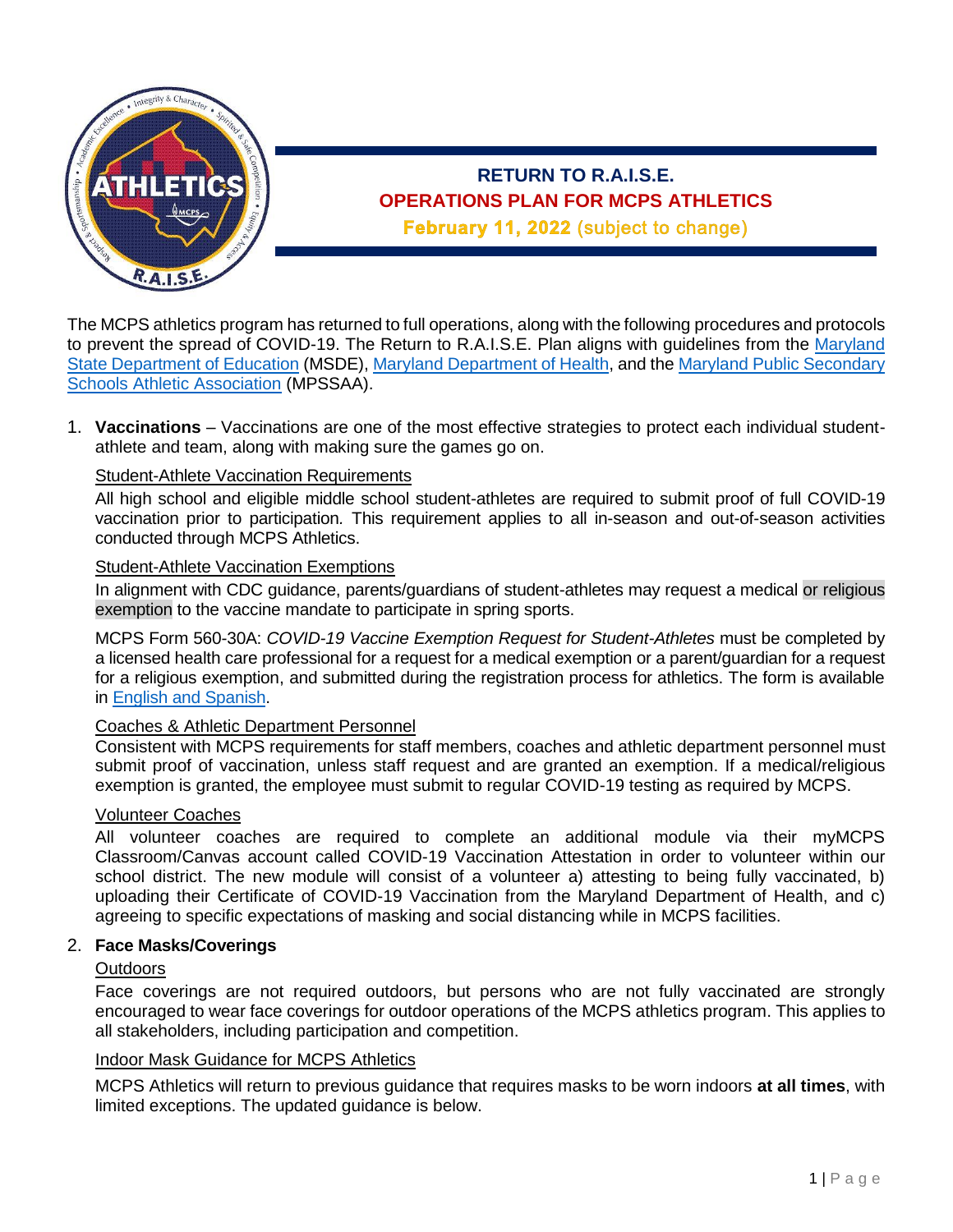# RETURN TO R.A.I.S.E.

## OPERATIONS PLAN FOR MCPS ATHLETICS

**February 11, 2022** (subject to change)

The MCPS athletics program has returned to full operations, along with the following procedures and protocols to prevent the spread of COVID-19. The Return to R.A.I.S.E. Plan aligns with guidelines from the Maryland State Department of Education (MSDE), Maryland Department of Health, and the Maryland Public Secondary Schools Athletic Association (MPSSAA).

1. **Vaccinations** – Vaccinations are one of the most effective strategies to protect each individual student-athlete and team, along with making sure the games go on.

   Student-Athlete Vaccination Requirements

   All high school and eligible middle school student-athletes are required to submit proof of full COVID-19 vaccination prior to participation. This requirement applies to all in-season and out-of-season activities conducted through MCPS Athletics.

   Student-Athlete Vaccination Exemptions

   In alignment with CDC guidance, parents/guardians of student-athletes may request a medical or religious exemption to the vaccine mandate to participate in spring sports.

   MCPS Form 560-30A: *COVID-19 Vaccine Exemption Request for Student-Athletes* must be completed by a licensed health care professional for a request for a medical exemption or a parent/guardian for a request for a religious exemption, and submitted during the registration process for athletics. The form is available in English and Spanish.

   Coaches & Athletic Department Personnel

   Consistent with MCPS requirements for staff members, coaches and athletic department personnel must submit proof of vaccination, unless staff request and are granted an exemption. If a medical/religious exemption is granted, the employee must submit to regular COVID-19 testing as required by MCPS.

   Volunteer Coaches

   All volunteer coaches are required to complete an additional module via their myMCPS Classroom/Canvas account called COVID-19 Vaccination Attestation in order to volunteer within our school district. The new module will consist of a volunteer a) attesting to being fully vaccinated, b) uploading their Certificate of COVID-19 Vaccination from the Maryland Department of Health, and c) agreeing to specific expectations of masking and social distancing while in MCPS facilities.

2. **Face Masks/Coverings**

   Outdoors

   Face coverings are not required outdoors, but persons who are not fully vaccinated are strongly encouraged to wear face coverings for outdoor operations of the MCPS athletics program. This applies to all stakeholders, including participation and competition.

   Indoor Mask Guidance for MCPS Athletics

   MCPS Athletics will return to previous guidance that requires masks to be worn indoors **at all times**, with limited exceptions. The updated guidance is below.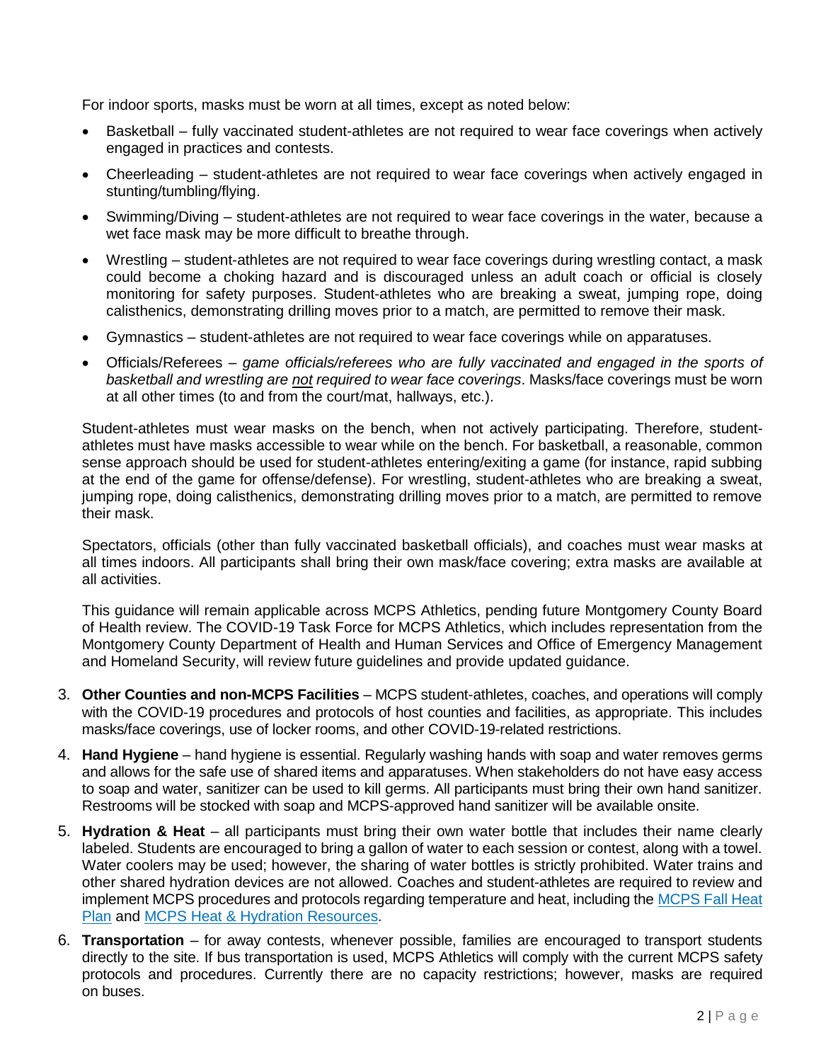For indoor sports, masks must be worn at all times, except as noted below:

- Basketball – fully vaccinated student-athletes are not required to wear face coverings when actively engaged in practices and contests.
- Cheerleading – student-athletes are not required to wear face coverings when actively engaged in stunting/tumbling/flying.
- Swimming/Diving – student-athletes are not required to wear face coverings in the water, because a wet face mask may be more difficult to breathe through.
- Wrestling – student-athletes are not required to wear face coverings during wrestling contact, a mask could become a choking hazard and is discouraged unless an adult coach or official is closely monitoring for safety purposes. Student-athletes who are breaking a sweat, jumping rope, doing calisthenics, demonstrating drilling moves prior to a match, are permitted to remove their mask.
- Gymnastics – student-athletes are not required to wear face coverings while on apparatuses.
- Officials/Referees – *game officials/referees who are fully vaccinated and engaged in the sports of basketball and wrestling are <u>not</u> required to wear face coverings*. Masks/face coverings must be worn at all other times (to and from the court/mat, hallways, etc.).

Student-athletes must wear masks on the bench, when not actively participating. Therefore, student-athletes must have masks accessible to wear while on the bench. For basketball, a reasonable, common sense approach should be used for student-athletes entering/exiting a game (for instance, rapid subbing at the end of the game for offense/defense). For wrestling, student-athletes who are breaking a sweat, jumping rope, doing calisthenics, demonstrating drilling moves prior to a match, are permitted to remove their mask.

Spectators, officials (other than fully vaccinated basketball officials), and coaches must wear masks at all times indoors. All participants shall bring their own mask/face covering; extra masks are available at all activities.

This guidance will remain applicable across MCPS Athletics, pending future Montgomery County Board of Health review. The COVID-19 Task Force for MCPS Athletics, which includes representation from the Montgomery County Department of Health and Human Services and Office of Emergency Management and Homeland Security, will review future guidelines and provide updated guidance.

3. **Other Counties and non-MCPS Facilities** – MCPS student-athletes, coaches, and operations will comply with the COVID-19 procedures and protocols of host counties and facilities, as appropriate. This includes masks/face coverings, use of locker rooms, and other COVID-19-related restrictions.
4. **Hand Hygiene** – hand hygiene is essential. Regularly washing hands with soap and water removes germs and allows for the safe use of shared items and apparatuses. When stakeholders do not have easy access to soap and water, sanitizer can be used to kill germs. All participants must bring their own hand sanitizer. Restrooms will be stocked with soap and MCPS-approved hand sanitizer will be available onsite.
5. **Hydration & Heat** – all participants must bring their own water bottle that includes their name clearly labeled. Students are encouraged to bring a gallon of water to each session or contest, along with a towel. Water coolers may be used; however, the sharing of water bottles is strictly prohibited. Water trains and other shared hydration devices are not allowed. Coaches and student-athletes are required to review and implement MCPS procedures and protocols regarding temperature and heat, including the MCPS Fall Heat Plan and MCPS Heat & Hydration Resources.
6. **Transportation** – for away contests, whenever possible, families are encouraged to transport students directly to the site. If bus transportation is used, MCPS Athletics will comply with the current MCPS safety protocols and procedures. Currently there are no capacity restrictions; however, masks are required on buses.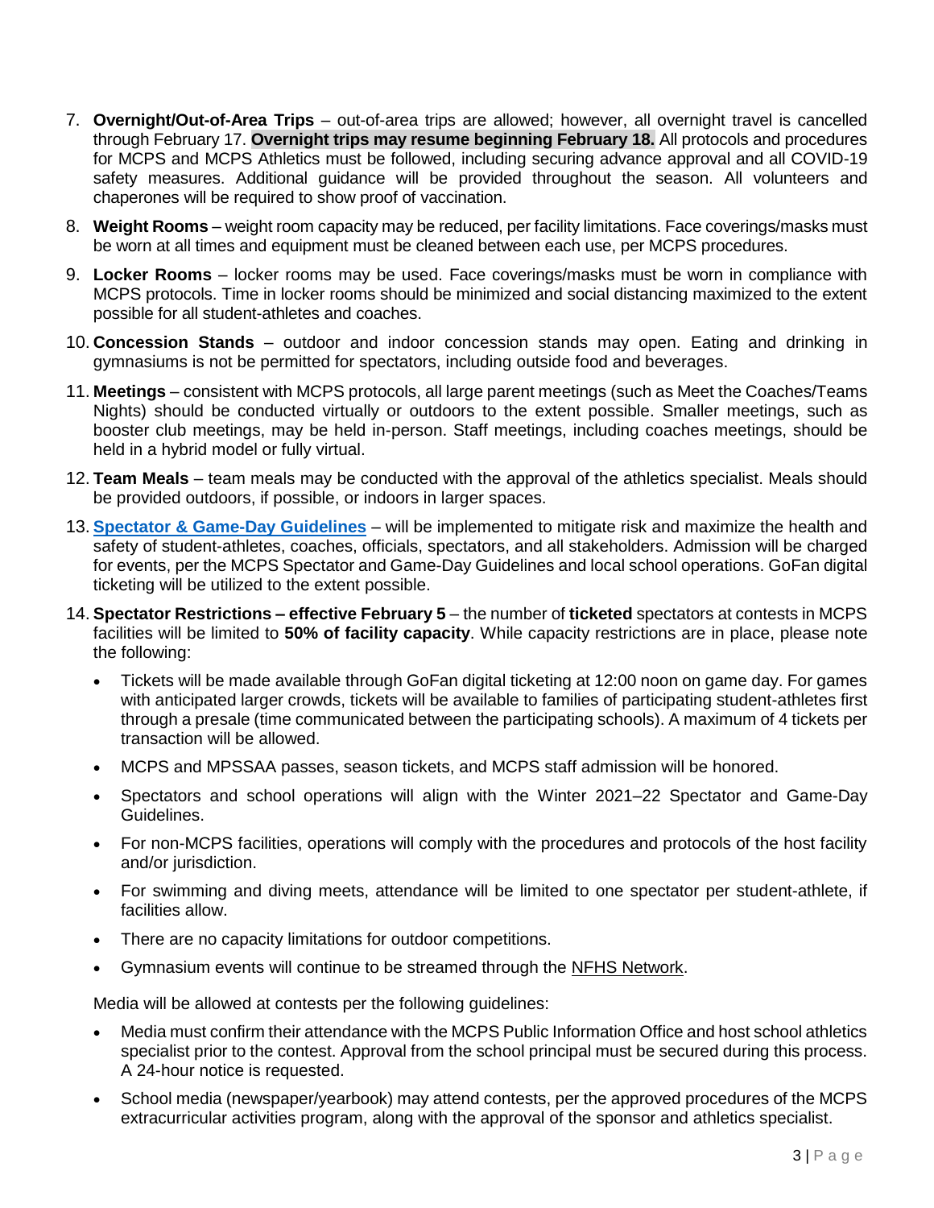7. **Overnight/Out-of-Area Trips** – out-of-area trips are allowed; however, all overnight travel is cancelled through February 17. **Overnight trips may resume beginning February 18.** All protocols and procedures for MCPS and MCPS Athletics must be followed, including securing advance approval and all COVID-19 safety measures. Additional guidance will be provided throughout the season. All volunteers and chaperones will be required to show proof of vaccination.

8. **Weight Rooms** – weight room capacity may be reduced, per facility limitations. Face coverings/masks must be worn at all times and equipment must be cleaned between each use, per MCPS procedures.

9. **Locker Rooms** – locker rooms may be used. Face coverings/masks must be worn in compliance with MCPS protocols. Time in locker rooms should be minimized and social distancing maximized to the extent possible for all student-athletes and coaches.

10. **Concession Stands** – outdoor and indoor concession stands may open. Eating and drinking in gymnasiums is not be permitted for spectators, including outside food and beverages.

11. **Meetings** – consistent with MCPS protocols, all large parent meetings (such as Meet the Coaches/Teams Nights) should be conducted virtually or outdoors to the extent possible. Smaller meetings, such as booster club meetings, may be held in-person. Staff meetings, including coaches meetings, should be held in a hybrid model or fully virtual.

12. **Team Meals** – team meals may be conducted with the approval of the athletics specialist. Meals should be provided outdoors, if possible, or indoors in larger spaces.

13. **Spectator & Game-Day Guidelines** – will be implemented to mitigate risk and maximize the health and safety of student-athletes, coaches, officials, spectators, and all stakeholders. Admission will be charged for events, per the MCPS Spectator and Game-Day Guidelines and local school operations. GoFan digital ticketing will be utilized to the extent possible.

14. **Spectator Restrictions – effective February 5** – the number of **ticketed** spectators at contests in MCPS facilities will be limited to **50% of facility capacity**. While capacity restrictions are in place, please note the following:

    - Tickets will be made available through GoFan digital ticketing at 12:00 noon on game day. For games with anticipated larger crowds, tickets will be available to families of participating student-athletes first through a presale (time communicated between the participating schools). A maximum of 4 tickets per transaction will be allowed.
    - MCPS and MPSSAA passes, season tickets, and MCPS staff admission will be honored.
    - Spectators and school operations will align with the Winter 2021–22 Spectator and Game-Day Guidelines.
    - For non-MCPS facilities, operations will comply with the procedures and protocols of the host facility and/or jurisdiction.
    - For swimming and diving meets, attendance will be limited to one spectator per student-athlete, if facilities allow.
    - There are no capacity limitations for outdoor competitions.
    - Gymnasium events will continue to be streamed through the NFHS Network.

    Media will be allowed at contests per the following guidelines:

    - Media must confirm their attendance with the MCPS Public Information Office and host school athletics specialist prior to the contest. Approval from the school principal must be secured during this process. A 24-hour notice is requested.
    - School media (newspaper/yearbook) may attend contests, per the approved procedures of the MCPS extracurricular activities program, along with the approval of the sponsor and athletics specialist.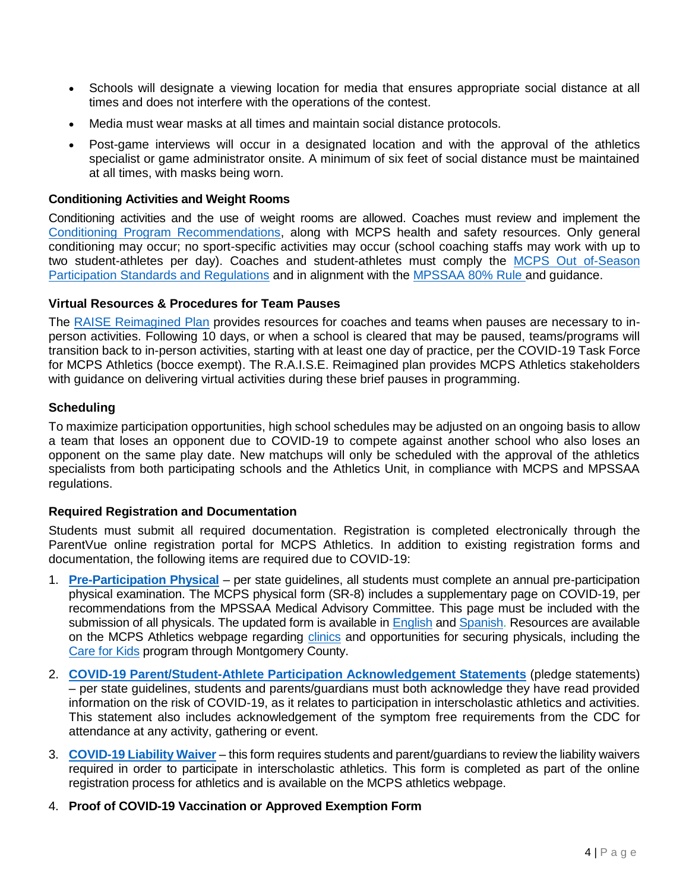- Schools will designate a viewing location for media that ensures appropriate social distance at all times and does not interfere with the operations of the contest.
- Media must wear masks at all times and maintain social distance protocols.
- Post-game interviews will occur in a designated location and with the approval of the athletics specialist or game administrator onsite. A minimum of six feet of social distance must be maintained at all times, with masks being worn.

### Conditioning Activities and Weight Rooms

Conditioning activities and the use of weight rooms are allowed. Coaches must review and implement the Conditioning Program Recommendations, along with MCPS health and safety resources. Only general conditioning may occur; no sport-specific activities may occur (school coaching staffs may work with up to two student-athletes per day). Coaches and student-athletes must comply the MCPS Out of-Season Participation Standards and Regulations and in alignment with the MPSSAA 80% Rule and guidance.

### Virtual Resources & Procedures for Team Pauses

The RAISE Reimagined Plan provides resources for coaches and teams when pauses are necessary to in-person activities. Following 10 days, or when a school is cleared that may be paused, teams/programs will transition back to in-person activities, starting with at least one day of practice, per the COVID-19 Task Force for MCPS Athletics (bocce exempt). The R.A.I.S.E. Reimagined plan provides MCPS Athletics stakeholders with guidance on delivering virtual activities during these brief pauses in programming.

### Scheduling

To maximize participation opportunities, high school schedules may be adjusted on an ongoing basis to allow a team that loses an opponent due to COVID-19 to compete against another school who also loses an opponent on the same play date. New matchups will only be scheduled with the approval of the athletics specialists from both participating schools and the Athletics Unit, in compliance with MCPS and MPSSAA regulations.

### Required Registration and Documentation

Students must submit all required documentation. Registration is completed electronically through the ParentVue online registration portal for MCPS Athletics. In addition to existing registration forms and documentation, the following items are required due to COVID-19:

1. **Pre-Participation Physical** – per state guidelines, all students must complete an annual pre-participation physical examination. The MCPS physical form (SR-8) includes a supplementary page on COVID-19, per recommendations from the MPSSAA Medical Advisory Committee. This page must be included with the submission of all physicals. The updated form is available in English and Spanish. Resources are available on the MCPS Athletics webpage regarding clinics and opportunities for securing physicals, including the Care for Kids program through Montgomery County.
2. **COVID-19 Parent/Student-Athlete Participation Acknowledgement Statements** (pledge statements) – per state guidelines, students and parents/guardians must both acknowledge they have read provided information on the risk of COVID-19, as it relates to participation in interscholastic athletics and activities. This statement also includes acknowledgement of the symptom free requirements from the CDC for attendance at any activity, gathering or event.
3. **COVID-19 Liability Waiver** – this form requires students and parent/guardians to review the liability waivers required in order to participate in interscholastic athletics. This form is completed as part of the online registration process for athletics and is available on the MCPS athletics webpage.
4. **Proof of COVID-19 Vaccination or Approved Exemption Form**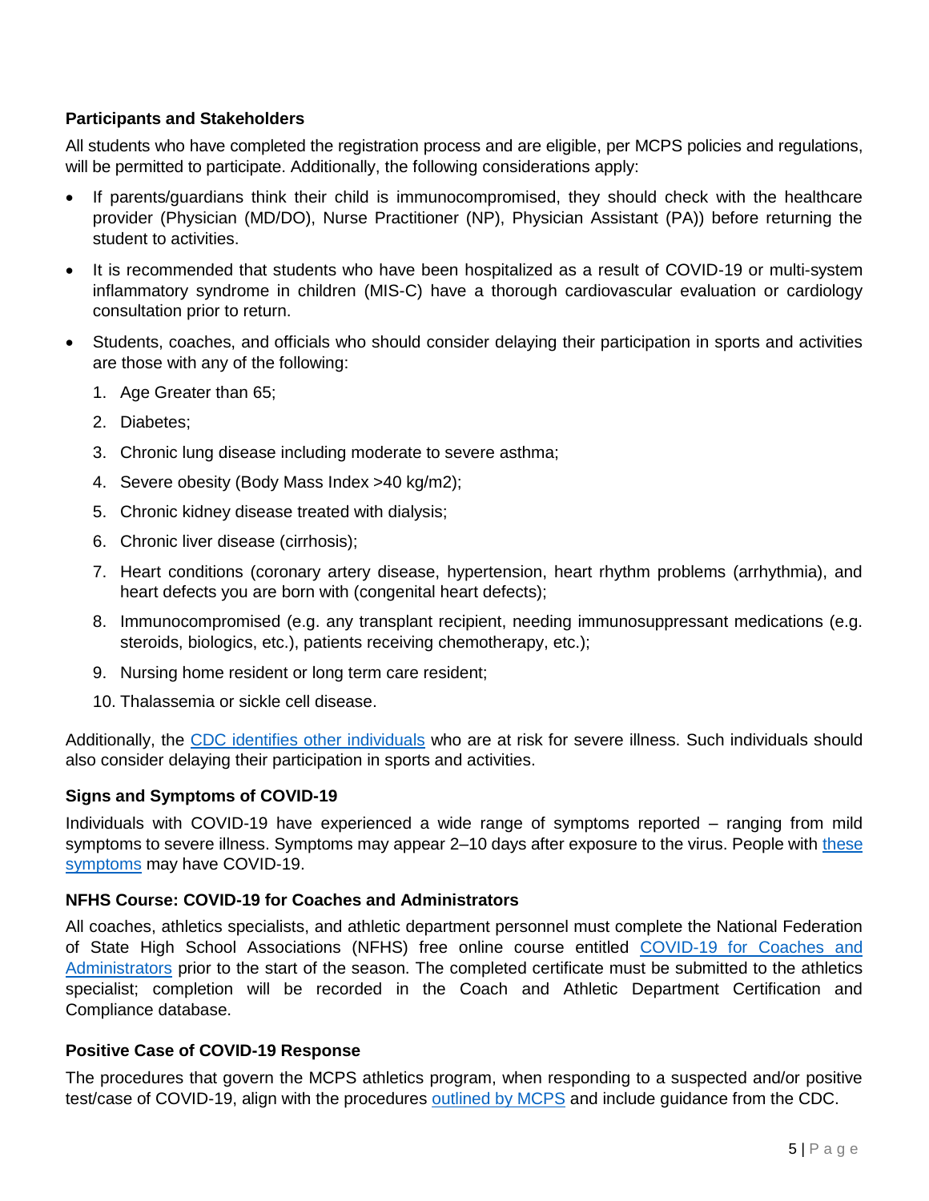### Participants and Stakeholders

All students who have completed the registration process and are eligible, per MCPS policies and regulations, will be permitted to participate. Additionally, the following considerations apply:

- If parents/guardians think their child is immunocompromised, they should check with the healthcare provider (Physician (MD/DO), Nurse Practitioner (NP), Physician Assistant (PA)) before returning the student to activities.
- It is recommended that students who have been hospitalized as a result of COVID-19 or multi-system inflammatory syndrome in children (MIS-C) have a thorough cardiovascular evaluation or cardiology consultation prior to return.
- Students, coaches, and officials who should consider delaying their participation in sports and activities are those with any of the following:
  1. Age Greater than 65;
  2. Diabetes;
  3. Chronic lung disease including moderate to severe asthma;
  4. Severe obesity (Body Mass Index >40 kg/m2);
  5. Chronic kidney disease treated with dialysis;
  6. Chronic liver disease (cirrhosis);
  7. Heart conditions (coronary artery disease, hypertension, heart rhythm problems (arrhythmia), and heart defects you are born with (congenital heart defects);
  8. Immunocompromised (e.g. any transplant recipient, needing immunosuppressant medications (e.g. steroids, biologics, etc.), patients receiving chemotherapy, etc.);
  9. Nursing home resident or long term care resident;
  10. Thalassemia or sickle cell disease.

Additionally, the CDC identifies other individuals who are at risk for severe illness. Such individuals should also consider delaying their participation in sports and activities.

### Signs and Symptoms of COVID-19

Individuals with COVID-19 have experienced a wide range of symptoms reported – ranging from mild symptoms to severe illness. Symptoms may appear 2–10 days after exposure to the virus. People with these symptoms may have COVID-19.

### NFHS Course: COVID-19 for Coaches and Administrators

All coaches, athletics specialists, and athletic department personnel must complete the National Federation of State High School Associations (NFHS) free online course entitled COVID-19 for Coaches and Administrators prior to the start of the season. The completed certificate must be submitted to the athletics specialist; completion will be recorded in the Coach and Athletic Department Certification and Compliance database.

### Positive Case of COVID-19 Response

The procedures that govern the MCPS athletics program, when responding to a suspected and/or positive test/case of COVID-19, align with the procedures outlined by MCPS and include guidance from the CDC.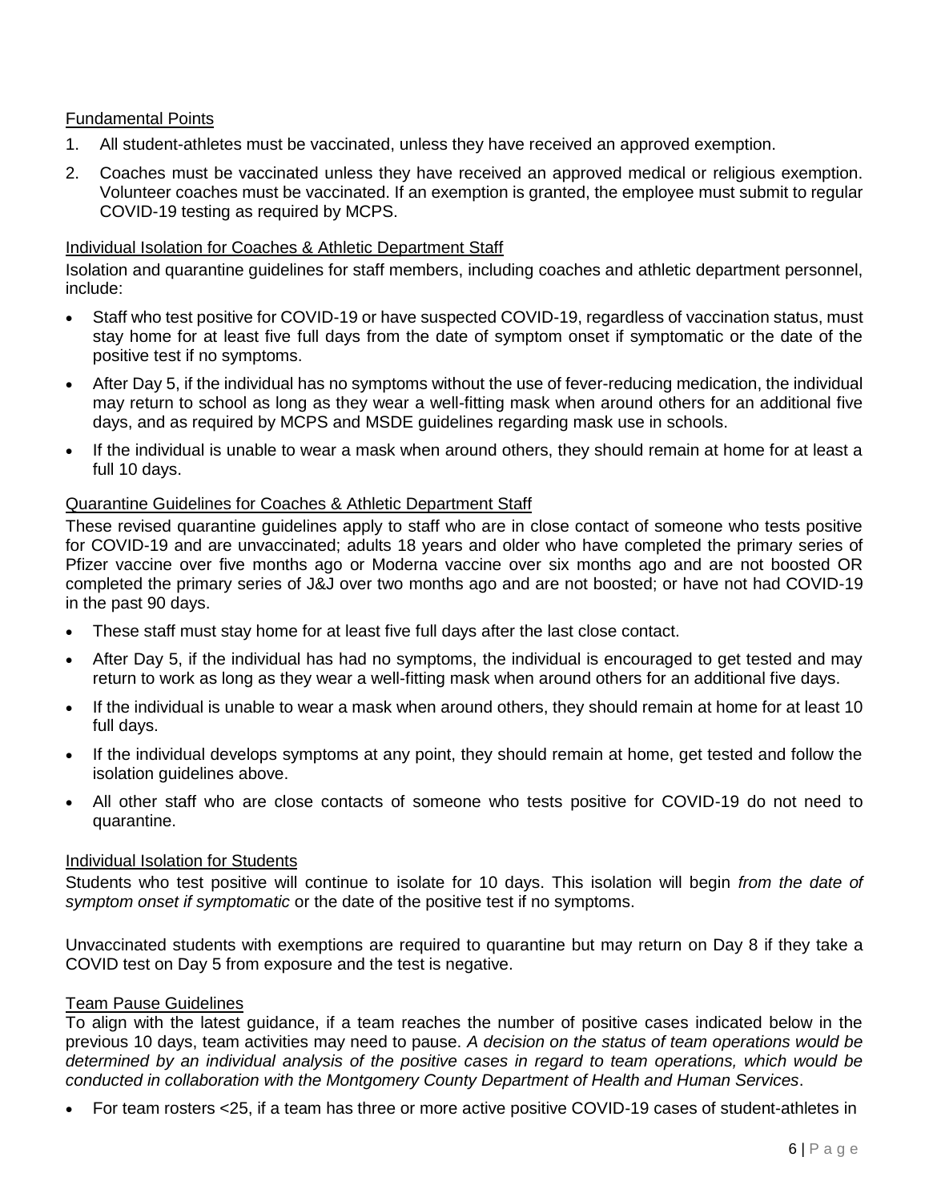### Fundamental Points

1. All student-athletes must be vaccinated, unless they have received an approved exemption.
2. Coaches must be vaccinated unless they have received an approved medical or religious exemption. Volunteer coaches must be vaccinated. If an exemption is granted, the employee must submit to regular COVID-19 testing as required by MCPS.

### Individual Isolation for Coaches & Athletic Department Staff

Isolation and quarantine guidelines for staff members, including coaches and athletic department personnel, include:

- Staff who test positive for COVID-19 or have suspected COVID-19, regardless of vaccination status, must stay home for at least five full days from the date of symptom onset if symptomatic or the date of the positive test if no symptoms.
- After Day 5, if the individual has no symptoms without the use of fever-reducing medication, the individual may return to school as long as they wear a well-fitting mask when around others for an additional five days, and as required by MCPS and MSDE guidelines regarding mask use in schools.
- If the individual is unable to wear a mask when around others, they should remain at home for at least a full 10 days.

### Quarantine Guidelines for Coaches & Athletic Department Staff

These revised quarantine guidelines apply to staff who are in close contact of someone who tests positive for COVID-19 and are unvaccinated; adults 18 years and older who have completed the primary series of Pfizer vaccine over five months ago or Moderna vaccine over six months ago and are not boosted OR completed the primary series of J&J over two months ago and are not boosted; or have not had COVID-19 in the past 90 days.

- These staff must stay home for at least five full days after the last close contact.
- After Day 5, if the individual has had no symptoms, the individual is encouraged to get tested and may return to work as long as they wear a well-fitting mask when around others for an additional five days.
- If the individual is unable to wear a mask when around others, they should remain at home for at least 10 full days.
- If the individual develops symptoms at any point, they should remain at home, get tested and follow the isolation guidelines above.
- All other staff who are close contacts of someone who tests positive for COVID-19 do not need to quarantine.

### Individual Isolation for Students

Students who test positive will continue to isolate for 10 days. This isolation will begin *from the date of symptom onset if symptomatic* or the date of the positive test if no symptoms.

Unvaccinated students with exemptions are required to quarantine but may return on Day 8 if they take a COVID test on Day 5 from exposure and the test is negative.

### Team Pause Guidelines

To align with the latest guidance, if a team reaches the number of positive cases indicated below in the previous 10 days, team activities may need to pause. *A decision on the status of team operations would be determined by an individual analysis of the positive cases in regard to team operations, which would be conducted in collaboration with the Montgomery County Department of Health and Human Services*.

- For team rosters <25, if a team has three or more active positive COVID-19 cases of student-athletes in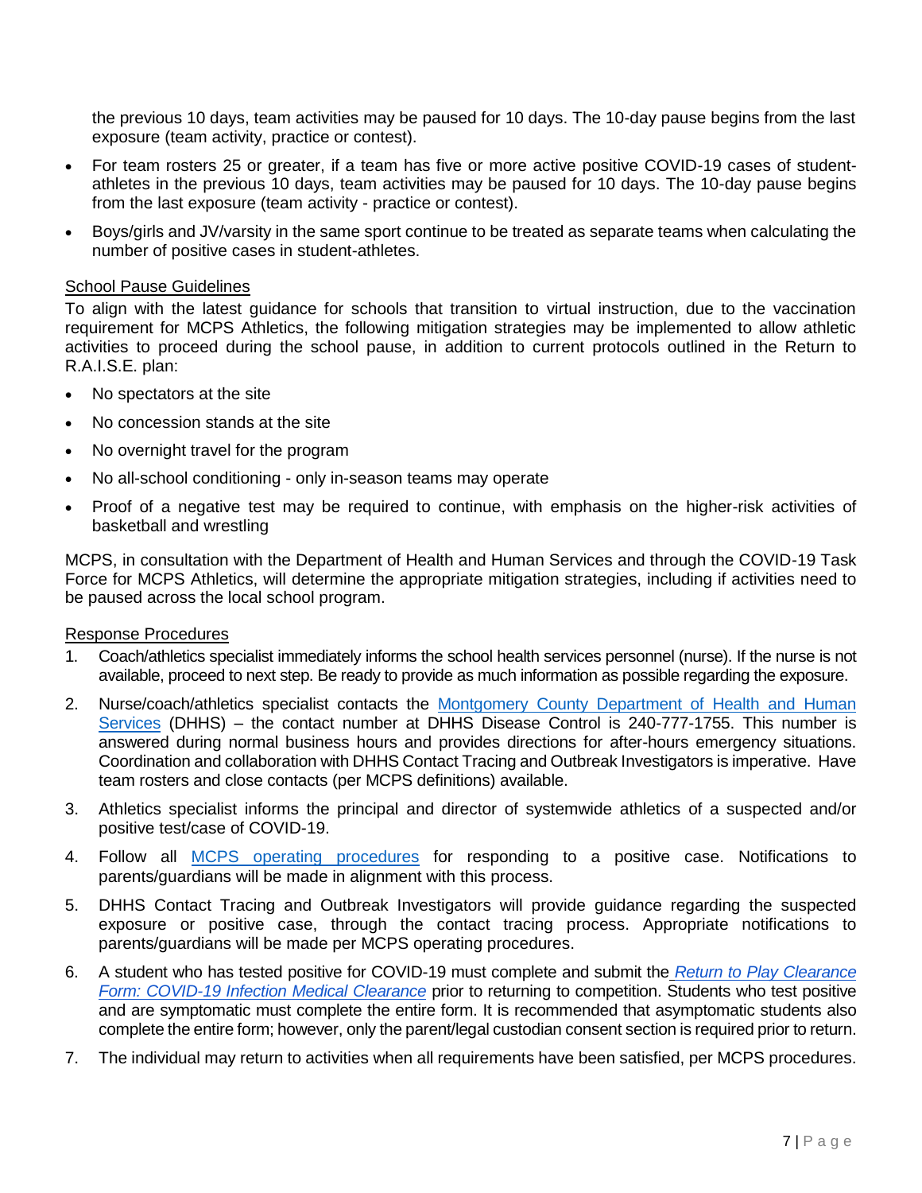the previous 10 days, team activities may be paused for 10 days. The 10-day pause begins from the last exposure (team activity, practice or contest).

- For team rosters 25 or greater, if a team has five or more active positive COVID-19 cases of student-athletes in the previous 10 days, team activities may be paused for 10 days. The 10-day pause begins from the last exposure (team activity - practice or contest).
- Boys/girls and JV/varsity in the same sport continue to be treated as separate teams when calculating the number of positive cases in student-athletes.

<u>School Pause Guidelines</u>

To align with the latest guidance for schools that transition to virtual instruction, due to the vaccination requirement for MCPS Athletics, the following mitigation strategies may be implemented to allow athletic activities to proceed during the school pause, in addition to current protocols outlined in the Return to R.A.I.S.E. plan:

- No spectators at the site
- No concession stands at the site
- No overnight travel for the program
- No all-school conditioning - only in-season teams may operate
- Proof of a negative test may be required to continue, with emphasis on the higher-risk activities of basketball and wrestling

MCPS, in consultation with the Department of Health and Human Services and through the COVID-19 Task Force for MCPS Athletics, will determine the appropriate mitigation strategies, including if activities need to be paused across the local school program.

<u>Response Procedures</u>

1. Coach/athletics specialist immediately informs the school health services personnel (nurse). If the nurse is not available, proceed to next step. Be ready to provide as much information as possible regarding the exposure.
2. Nurse/coach/athletics specialist contacts the Montgomery County Department of Health and Human Services (DHHS) – the contact number at DHHS Disease Control is 240-777-1755. This number is answered during normal business hours and provides directions for after-hours emergency situations. Coordination and collaboration with DHHS Contact Tracing and Outbreak Investigators is imperative. Have team rosters and close contacts (per MCPS definitions) available.
3. Athletics specialist informs the principal and director of systemwide athletics of a suspected and/or positive test/case of COVID-19.
4. Follow all MCPS operating procedures for responding to a positive case. Notifications to parents/guardians will be made in alignment with this process.
5. DHHS Contact Tracing and Outbreak Investigators will provide guidance regarding the suspected exposure or positive case, through the contact tracing process. Appropriate notifications to parents/guardians will be made per MCPS operating procedures.
6. A student who has tested positive for COVID-19 must complete and submit the *Return to Play Clearance Form: COVID-19 Infection Medical Clearance* prior to returning to competition. Students who test positive and are symptomatic must complete the entire form. It is recommended that asymptomatic students also complete the entire form; however, only the parent/legal custodian consent section is required prior to return.
7. The individual may return to activities when all requirements have been satisfied, per MCPS procedures.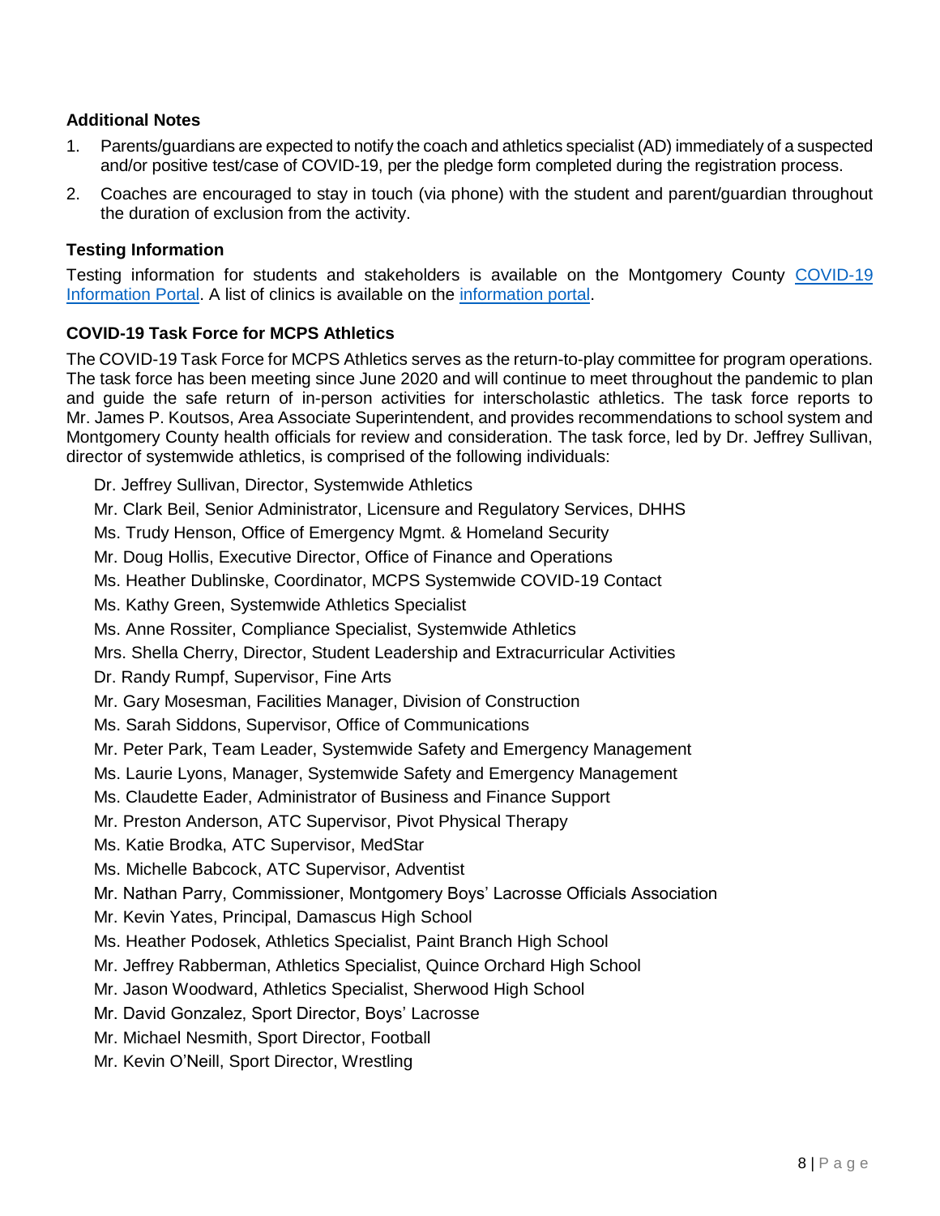**Additional Notes**

1. Parents/guardians are expected to notify the coach and athletics specialist (AD) immediately of a suspected and/or positive test/case of COVID-19, per the pledge form completed during the registration process.
2. Coaches are encouraged to stay in touch (via phone) with the student and parent/guardian throughout the duration of exclusion from the activity.

### Testing Information

Testing information for students and stakeholders is available on the Montgomery County COVID-19 Information Portal. A list of clinics is available on the information portal.

### COVID-19 Task Force for MCPS Athletics

The COVID-19 Task Force for MCPS Athletics serves as the return-to-play committee for program operations. The task force has been meeting since June 2020 and will continue to meet throughout the pandemic to plan and guide the safe return of in-person activities for interscholastic athletics. The task force reports to Mr. James P. Koutsos, Area Associate Superintendent, and provides recommendations to school system and Montgomery County health officials for review and consideration. The task force, led by Dr. Jeffrey Sullivan, director of systemwide athletics, is comprised of the following individuals:

Dr. Jeffrey Sullivan, Director, Systemwide Athletics
Mr. Clark Beil, Senior Administrator, Licensure and Regulatory Services, DHHS
Ms. Trudy Henson, Office of Emergency Mgmt. & Homeland Security
Mr. Doug Hollis, Executive Director, Office of Finance and Operations
Ms. Heather Dublinske, Coordinator, MCPS Systemwide COVID-19 Contact
Ms. Kathy Green, Systemwide Athletics Specialist
Ms. Anne Rossiter, Compliance Specialist, Systemwide Athletics
Mrs. Shella Cherry, Director, Student Leadership and Extracurricular Activities
Dr. Randy Rumpf, Supervisor, Fine Arts
Mr. Gary Mosesman, Facilities Manager, Division of Construction
Ms. Sarah Siddons, Supervisor, Office of Communications
Mr. Peter Park, Team Leader, Systemwide Safety and Emergency Management
Ms. Laurie Lyons, Manager, Systemwide Safety and Emergency Management
Ms. Claudette Eader, Administrator of Business and Finance Support
Mr. Preston Anderson, ATC Supervisor, Pivot Physical Therapy
Ms. Katie Brodka, ATC Supervisor, MedStar
Ms. Michelle Babcock, ATC Supervisor, Adventist
Mr. Nathan Parry, Commissioner, Montgomery Boys' Lacrosse Officials Association
Mr. Kevin Yates, Principal, Damascus High School
Ms. Heather Podosek, Athletics Specialist, Paint Branch High School
Mr. Jeffrey Rabberman, Athletics Specialist, Quince Orchard High School
Mr. Jason Woodward, Athletics Specialist, Sherwood High School
Mr. David Gonzalez, Sport Director, Boys' Lacrosse
Mr. Michael Nesmith, Sport Director, Football
Mr. Kevin O'Neill, Sport Director, Wrestling